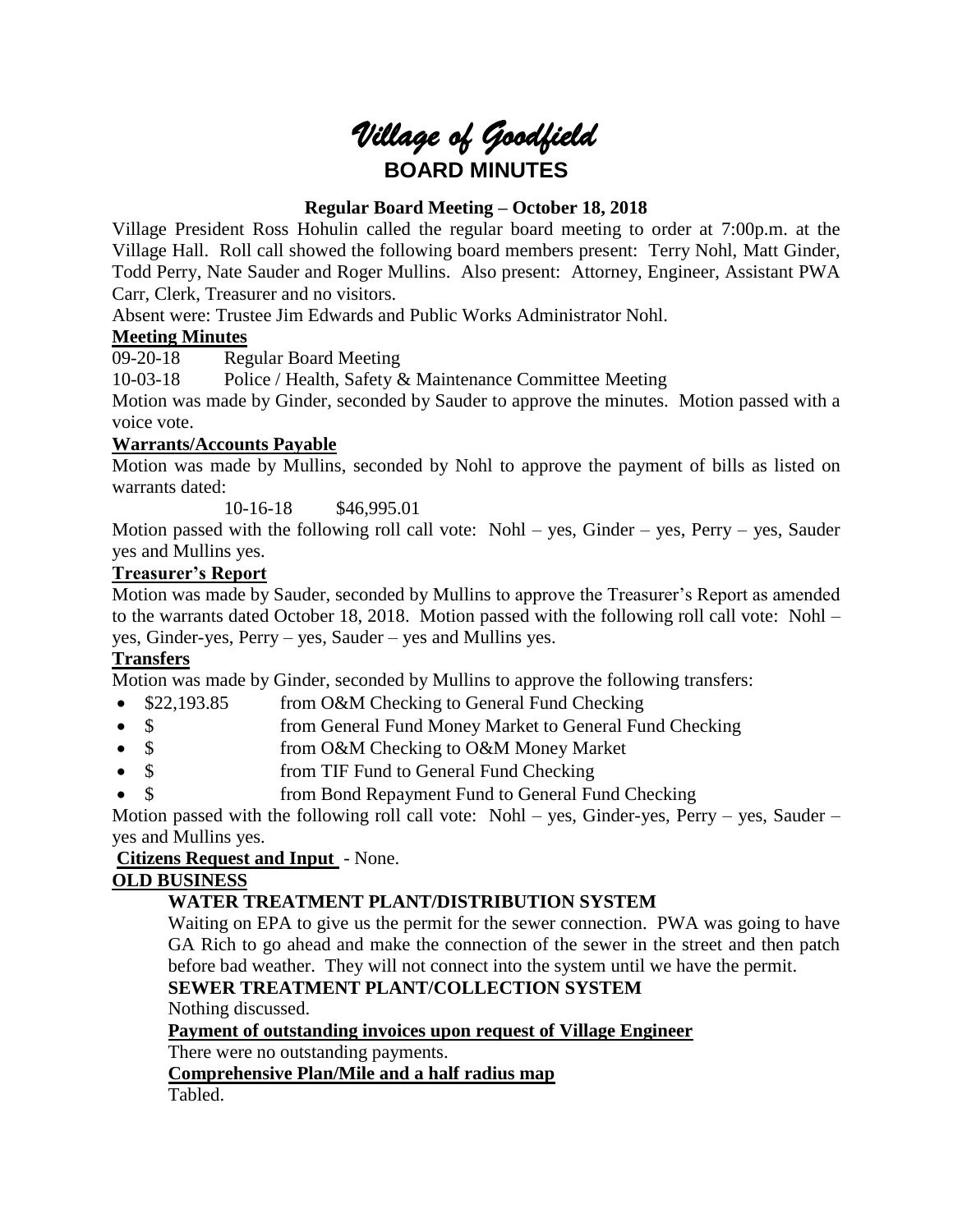# *Village of Goodfield*

## BOARD MINUTES

### Regular Board Meeting – October 18, 2018

Village President Ross Hohulin called the regular board meeting to order at 7:00p.m. at the Village Hall. Roll call showed the following board members present: Terry Nohl, Matt Ginder, Todd Perry, Nate Sauder and Roger Mullins. Also present: Attorney, Engineer, Assistant PWA Carr, Clerk, Treasurer and no visitors.

Absent were: Trustee Jim Edwards and Public Works Administrator Nohl.

**Meeting Minutes**

09-20-18 Regular Board Meeting

10-03-18 Police / Health, Safety & Maintenance Committee Meeting

Motion was made by Ginder, seconded by Sauder to approve the minutes. Motion passed with a voice vote.

**Warrants/Accounts Payable**

Motion was made by Mullins, seconded by Nohl to approve the payment of bills as listed on warrants dated:

10-16-18 $46,995.01

Motion passed with the following roll call vote: Nohl – yes, Ginder – yes, Perry – yes, Sauder yes and Mullins yes.

**Treasurer's Report**

Motion was made by Sauder, seconded by Mullins to approve the Treasurer's Report as amended to the warrants dated October 18, 2018. Motion passed with the following roll call vote: Nohl – yes, Ginder-yes, Perry – yes, Sauder – yes and Mullins yes.

**Transfers**

Motion was made by Ginder, seconded by Mullins to approve the following transfers:

- $22,193.85 from O&M Checking to General Fund Checking
- $ from General Fund Money Market to General Fund Checking
- $ from O&M Checking to O&M Money Market
- $ from TIF Fund to General Fund Checking
- $ from Bond Repayment Fund to General Fund Checking

Motion passed with the following roll call vote: Nohl – yes, Ginder-yes, Perry – yes, Sauder – yes and Mullins yes.

**Citizens Request and Input** - None.

**OLD BUSINESS**

**WATER TREATMENT PLANT/DISTRIBUTION SYSTEM**

Waiting on EPA to give us the permit for the sewer connection. PWA was going to have GA Rich to go ahead and make the connection of the sewer in the street and then patch before bad weather. They will not connect into the system until we have the permit.

**SEWER TREATMENT PLANT/COLLECTION SYSTEM**

Nothing discussed.

**Payment of outstanding invoices upon request of Village Engineer**

There were no outstanding payments.

**Comprehensive Plan/Mile and a half radius map**

Tabled.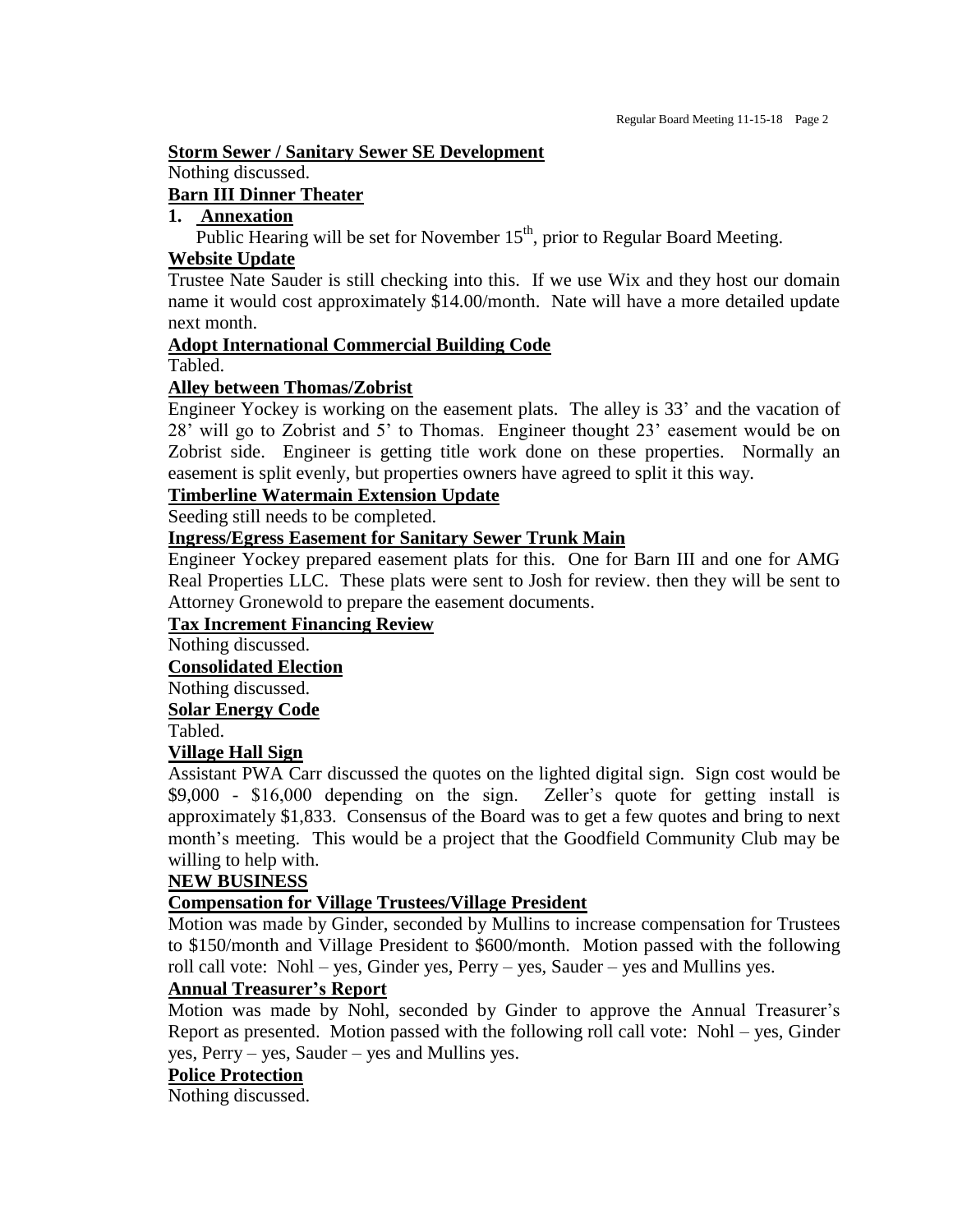**Storm Sewer / Sanitary Sewer SE Development**

Nothing discussed.

**Barn III Dinner Theater**

**1. Annexation**

Public Hearing will be set for November 15th, prior to Regular Board Meeting.

**Website Update**

Trustee Nate Sauder is still checking into this. If we use Wix and they host our domain name it would cost approximately $14.00/month. Nate will have a more detailed update next month.

**Adopt International Commercial Building Code**

Tabled.

**Alley between Thomas/Zobrist**

Engineer Yockey is working on the easement plats. The alley is 33' and the vacation of 28' will go to Zobrist and 5' to Thomas. Engineer thought 23' easement would be on Zobrist side. Engineer is getting title work done on these properties. Normally an easement is split evenly, but properties owners have agreed to split it this way.

**Timberline Watermain Extension Update**

Seeding still needs to be completed.

**Ingress/Egress Easement for Sanitary Sewer Trunk Main**

Engineer Yockey prepared easement plats for this. One for Barn III and one for AMG Real Properties LLC. These plats were sent to Josh for review. then they will be sent to Attorney Gronewold to prepare the easement documents.

**Tax Increment Financing Review**

Nothing discussed.

**Consolidated Election**

Nothing discussed.

**Solar Energy Code**

Tabled.

**Village Hall Sign**

Assistant PWA Carr discussed the quotes on the lighted digital sign. Sign cost would be $9,000 - $16,000 depending on the sign. Zeller's quote for getting install is approximately $1,833. Consensus of the Board was to get a few quotes and bring to next month's meeting. This would be a project that the Goodfield Community Club may be willing to help with.

**NEW BUSINESS**

**Compensation for Village Trustees/Village President**

Motion was made by Ginder, seconded by Mullins to increase compensation for Trustees to $150/month and Village President to $600/month. Motion passed with the following roll call vote: Nohl – yes, Ginder yes, Perry – yes, Sauder – yes and Mullins yes.

**Annual Treasurer's Report**

Motion was made by Nohl, seconded by Ginder to approve the Annual Treasurer's Report as presented. Motion passed with the following roll call vote: Nohl – yes, Ginder yes, Perry – yes, Sauder – yes and Mullins yes.

**Police Protection**

Nothing discussed.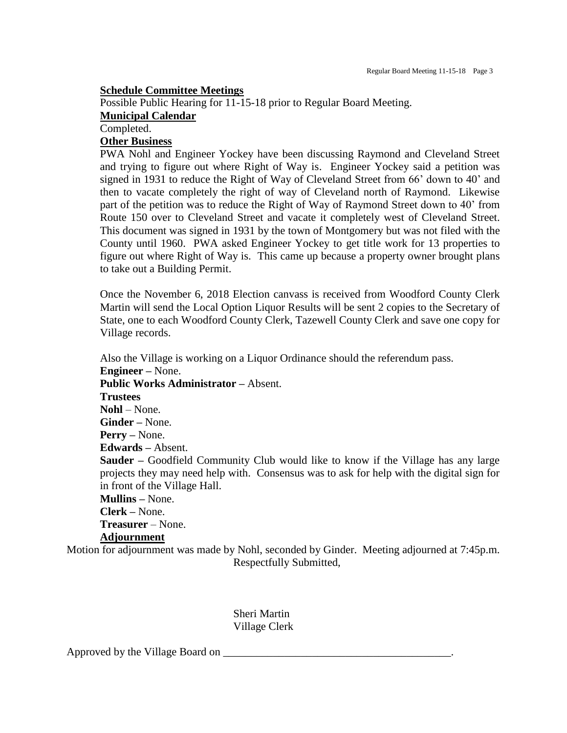**Schedule Committee Meetings**

Possible Public Hearing for 11-15-18 prior to Regular Board Meeting.

**Municipal Calendar**

Completed.

**Other Business**

PWA Nohl and Engineer Yockey have been discussing Raymond and Cleveland Street and trying to figure out where Right of Way is. Engineer Yockey said a petition was signed in 1931 to reduce the Right of Way of Cleveland Street from 66' down to 40' and then to vacate completely the right of way of Cleveland north of Raymond. Likewise part of the petition was to reduce the Right of Way of Raymond Street down to 40' from Route 150 over to Cleveland Street and vacate it completely west of Cleveland Street. This document was signed in 1931 by the town of Montgomery but was not filed with the County until 1960. PWA asked Engineer Yockey to get title work for 13 properties to figure out where Right of Way is. This came up because a property owner brought plans to take out a Building Permit.

Once the November 6, 2018 Election canvass is received from Woodford County Clerk Martin will send the Local Option Liquor Results will be sent 2 copies to the Secretary of State, one to each Woodford County Clerk, Tazewell County Clerk and save one copy for Village records.

Also the Village is working on a Liquor Ordinance should the referendum pass.

**Engineer –** None.

**Public Works Administrator –** Absent.

**Trustees**

**Nohl** – None.

**Ginder –** None.

**Perry –** None.

**Edwards –** Absent.

**Sauder –** Goodfield Community Club would like to know if the Village has any large projects they may need help with. Consensus was to ask for help with the digital sign for in front of the Village Hall.

**Mullins –** None.

**Clerk –** None.

**Treasurer** – None.

**Adjournment**

Motion for adjournment was made by Nohl, seconded by Ginder. Meeting adjourned at 7:45p.m.

Respectfully Submitted,

Sheri Martin
Village Clerk

Approved by the Village Board on \_\_\_\_\_\_\_\_\_\_\_\_\_\_\_\_\_\_\_\_\_\_\_\_\_\_\_\_\_\_\_\_\_\_\_\_\_\_\_\_\_\_.